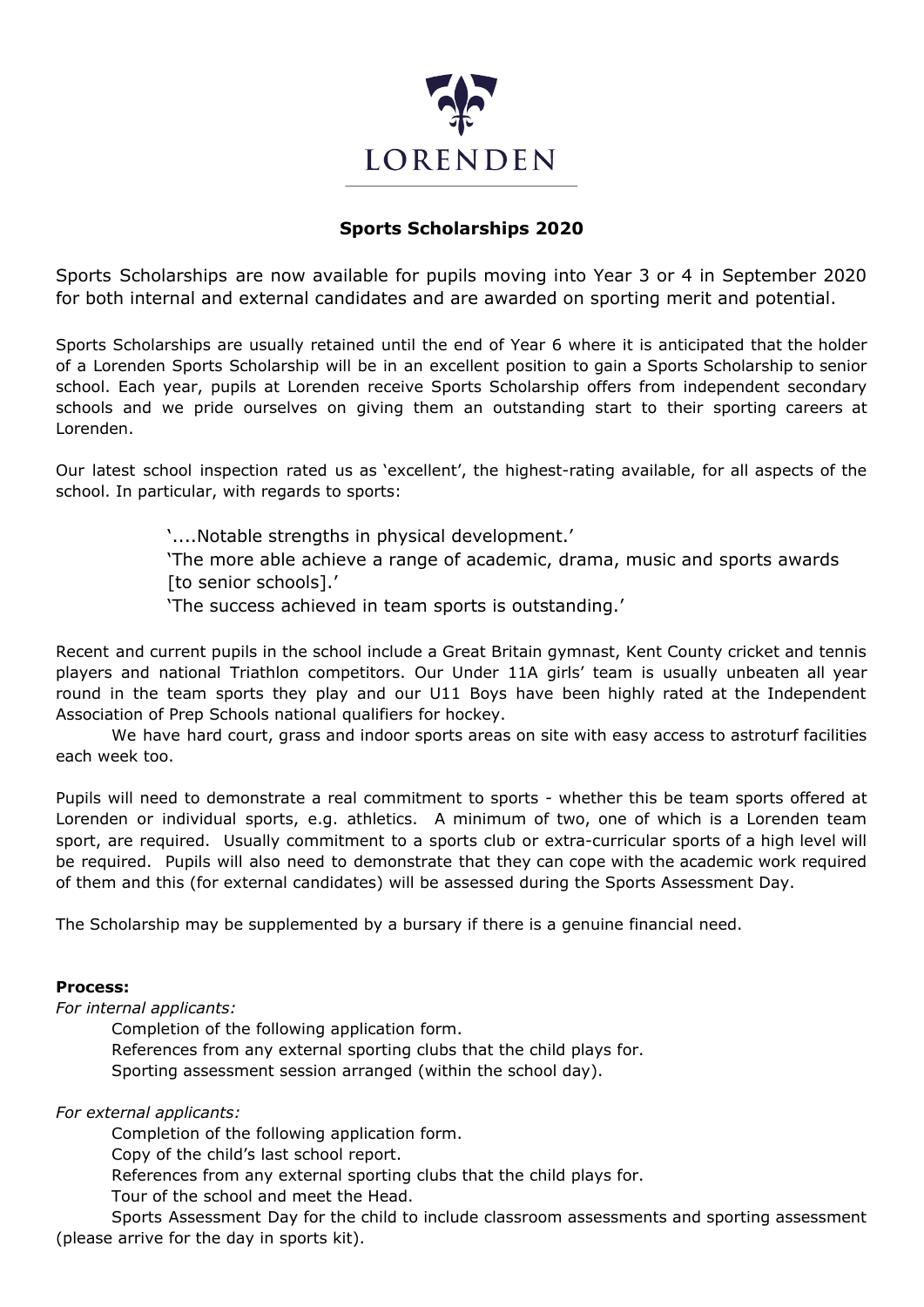LORENDEN

## Sports Scholarships 2020

Sports Scholarships are now available for pupils moving into Year 3 or 4 in September 2020 for both internal and external candidates and are awarded on sporting merit and potential.

Sports Scholarships are usually retained until the end of Year 6 where it is anticipated that the holder of a Lorenden Sports Scholarship will be in an excellent position to gain a Sports Scholarship to senior school. Each year, pupils at Lorenden receive Sports Scholarship offers from independent secondary schools and we pride ourselves on giving them an outstanding start to their sporting careers at Lorenden.

Our latest school inspection rated us as 'excellent', the highest-rating available, for all aspects of the school. In particular, with regards to sports:

> '....Notable strengths in physical development.'
> 'The more able achieve a range of academic, drama, music and sports awards [to senior schools].'
> 'The success achieved in team sports is outstanding.'

Recent and current pupils in the school include a Great Britain gymnast, Kent County cricket and tennis players and national Triathlon competitors. Our Under 11A girls' team is usually unbeaten all year round in the team sports they play and our U11 Boys have been highly rated at the Independent Association of Prep Schools national qualifiers for hockey.

We have hard court, grass and indoor sports areas on site with easy access to astroturf facilities each week too.

Pupils will need to demonstrate a real commitment to sports - whether this be team sports offered at Lorenden or individual sports, e.g. athletics. A minimum of two, one of which is a Lorenden team sport, are required. Usually commitment to a sports club or extra-curricular sports of a high level will be required. Pupils will also need to demonstrate that they can cope with the academic work required of them and this (for external candidates) will be assessed during the Sports Assessment Day.

The Scholarship may be supplemented by a bursary if there is a genuine financial need.

**Process:**

*For internal applicants:*

- Completion of the following application form.
- References from any external sporting clubs that the child plays for.
- Sporting assessment session arranged (within the school day).

*For external applicants:*

- Completion of the following application form.
- Copy of the child's last school report.
- References from any external sporting clubs that the child plays for.
- Tour of the school and meet the Head.
- Sports Assessment Day for the child to include classroom assessments and sporting assessment (please arrive for the day in sports kit).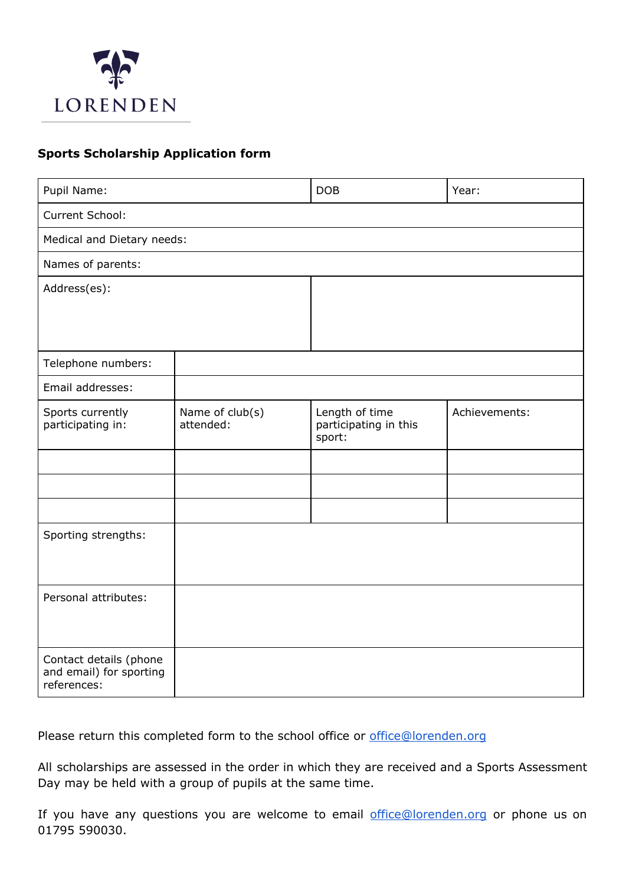LORENDEN

**Sports Scholarship Application form**

| | | | |
|---|---|---|---|
| Pupil Name: | | DOB | Year: |
| Current School: | | | |
| Medical and Dietary needs: | | | |
| Names of parents: | | | |
| Address(es): | | | |
| Telephone numbers: | | | |
| Email addresses: | | | |
| Sports currently participating in: | Name of club(s) attended: | Length of time participating in this sport: | Achievements: |
| | | | |
| | | | |
| | | | |
| Sporting strengths: | | | |
| Personal attributes: | | | |
| Contact details (phone and email) for sporting references: | | | |

Please return this completed form to the school office or office@lorenden.org

All scholarships are assessed in the order in which they are received and a Sports Assessment Day may be held with a group of pupils at the same time.

If you have any questions you are welcome to email office@lorenden.org or phone us on 01795 590030.